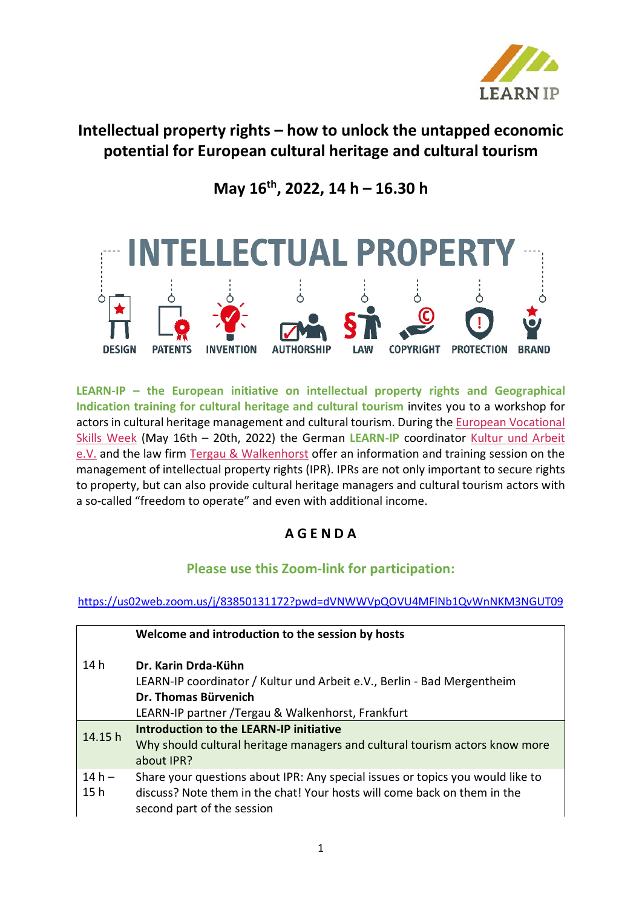# Intellectual property rights – how to unlock the untapped economic potential for European cultural heritage and cultural tourism

## May 16th, 2022, 14 h – 16.30 h

**LEARN-IP – the European initiative on intellectual property rights and Geographical Indication training for cultural heritage and cultural tourism** invites you to a workshop for actors in cultural heritage management and cultural tourism. During the European Vocational Skills Week (May 16th – 20th, 2022) the German **LEARN-IP** coordinator Kultur und Arbeit e.V. and the law firm Tergau & Walkenhorst offer an information and training session on the management of intellectual property rights (IPR). IPRs are not only important to secure rights to property, but can also provide cultural heritage managers and cultural tourism actors with a so-called "freedom to operate" and even with additional income.

## A G E N D A

### Please use this Zoom-link for participation:

https://us02web.zoom.us/j/83850131172?pwd=dVNWWVpQOVU4MFlNb1QvWnNKM3NGUT09

| | |
|---|---|
| 14 h | **Welcome and introduction to the session by hosts**<br><br>**Dr. Karin Drda-Kühn**<br>LEARN-IP coordinator / Kultur und Arbeit e.V., Berlin - Bad Mergentheim<br>**Dr. Thomas Bürvenich**<br>LEARN-IP partner /Tergau & Walkenhorst, Frankfurt |
| 14.15 h | **Introduction to the LEARN-IP initiative**<br>Why should cultural heritage managers and cultural tourism actors know more about IPR? |
| 14 h – 15 h | Share your questions about IPR: Any special issues or topics you would like to discuss? Note them in the chat! Your hosts will come back on them in the second part of the session |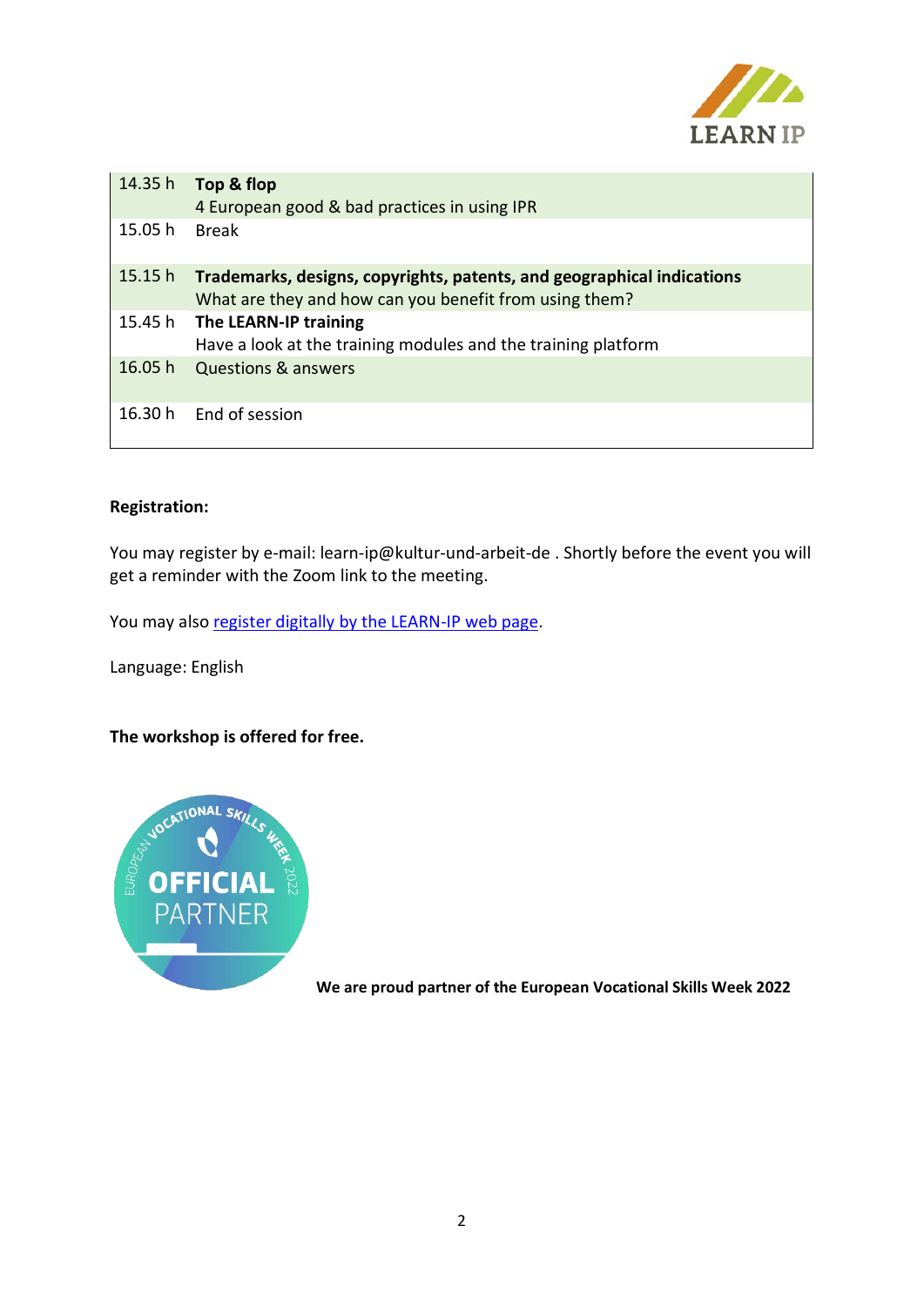| | |
|---|---|
| 14.35 h | **Top & flop**<br>4 European good & bad practices in using IPR |
| 15.05 h | Break |
| 15.15 h | **Trademarks, designs, copyrights, patents, and geographical indications**<br>What are they and how can you benefit from using them? |
| 15.45 h | **The LEARN-IP training**<br>Have a look at the training modules and the training platform |
| 16.05 h | Questions & answers |
| 16.30 h | End of session |

**Registration:**

You may register by e-mail: learn-ip@kultur-und-arbeit-de . Shortly before the event you will get a reminder with the Zoom link to the meeting.

You may also register digitally by the LEARN-IP web page.

Language: English

**The workshop is offered for free.**

**We are proud partner of the European Vocational Skills Week 2022**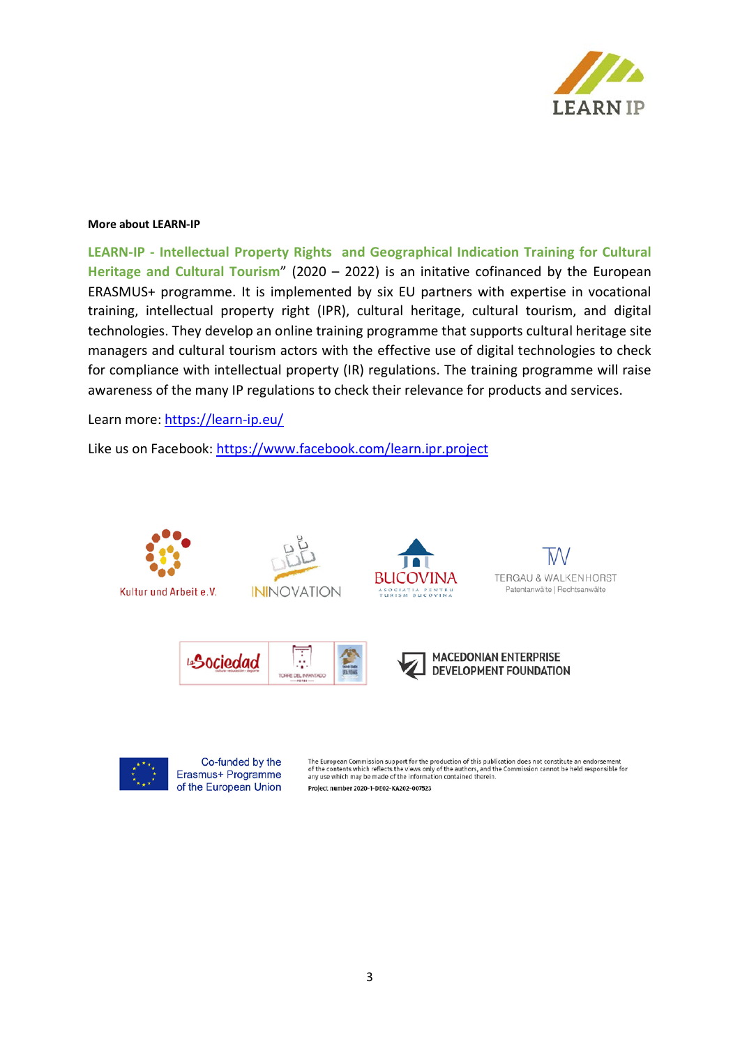**More about LEARN-IP**

**LEARN-IP - Intellectual Property Rights and Geographical Indication Training for Cultural Heritage and Cultural Tourism**" (2020 – 2022) is an initative cofinanced by the European ERASMUS+ programme. It is implemented by six EU partners with expertise in vocational training, intellectual property right (IPR), cultural heritage, cultural tourism, and digital technologies. They develop an online training programme that supports cultural heritage site managers and cultural tourism actors with the effective use of digital technologies to check for compliance with intellectual property (IR) regulations. The training programme will raise awareness of the many IP regulations to check their relevance for products and services.

Learn more: https://learn-ip.eu/

Like us on Facebook: https://www.facebook.com/learn.ipr.project

Kultur und Arbeit e.V.

ININOVATION

BUCOVINA
ASOCIATIA PENTRU TURISM BUCOVINA

TERGAU & WALKENHORST
Patentanwälte | Rechtsanwälte

La Sociedad

TORRE DEL INFANTADO

MACEDONIAN ENTERPRISE DEVELOPMENT FOUNDATION

Co-funded by the Erasmus+ Programme of the European Union

The European Commission support for the production of this publication does not constitute an endorsement of the contents which reflects the views only of the authors, and the Commission cannot be held responsible for any use which may be made of the information contained therein.

Project number 2020-1-DE02-KA202-007523